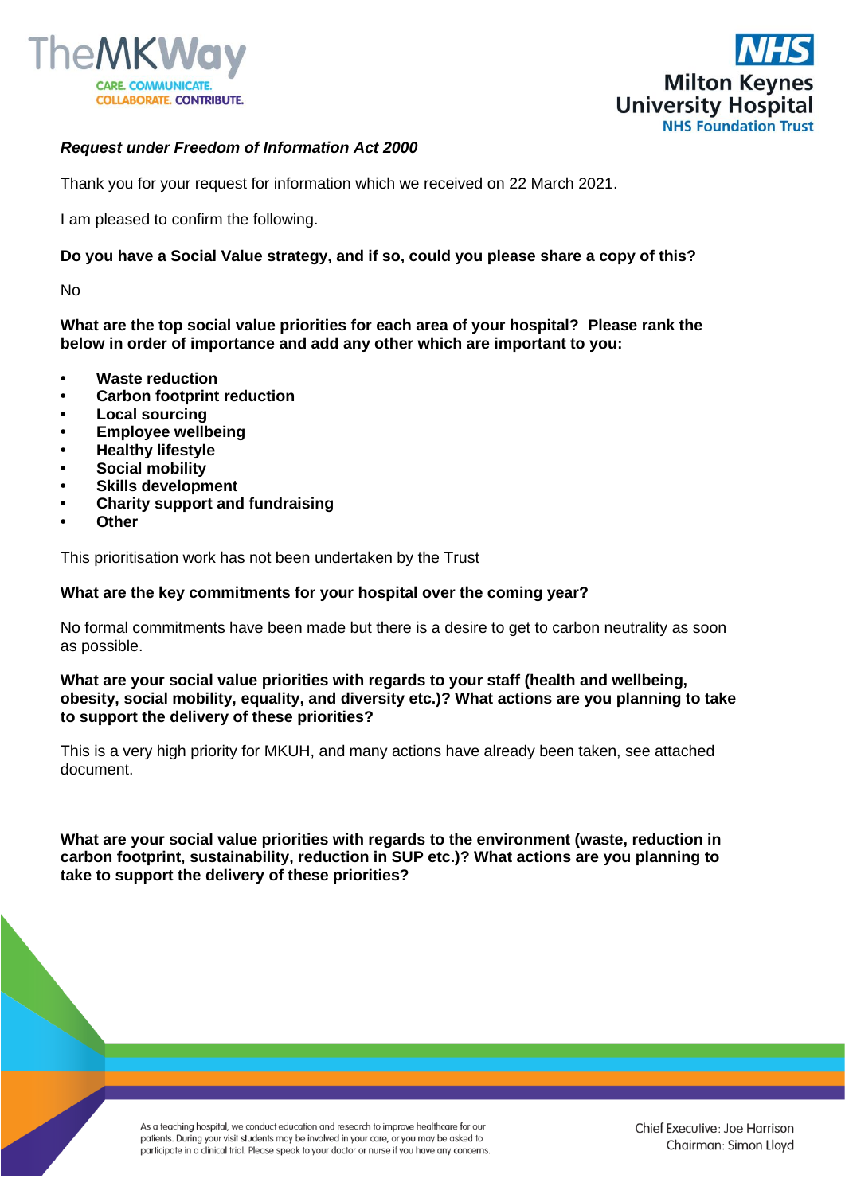***Request under Freedom of Information Act 2000***

Thank you for your request for information which we received on 22 March 2021.

I am pleased to confirm the following.

**Do you have a Social Value strategy, and if so, could you please share a copy of this?**

No

**What are the top social value priorities for each area of your hospital? Please rank the below in order of importance and add any other which are important to you:**

- **Waste reduction**
- **Carbon footprint reduction**
- **Local sourcing**
- **Employee wellbeing**
- **Healthy lifestyle**
- **Social mobility**
- **Skills development**
- **Charity support and fundraising**
- **Other**

This prioritisation work has not been undertaken by the Trust

**What are the key commitments for your hospital over the coming year?**

No formal commitments have been made but there is a desire to get to carbon neutrality as soon as possible.

**What are your social value priorities with regards to your staff (health and wellbeing, obesity, social mobility, equality, and diversity etc.)? What actions are you planning to take to support the delivery of these priorities?**

This is a very high priority for MKUH, and many actions have already been taken, see attached document.

**What are your social value priorities with regards to the environment (waste, reduction in carbon footprint, sustainability, reduction in SUP etc.)? What actions are you planning to take to support the delivery of these priorities?**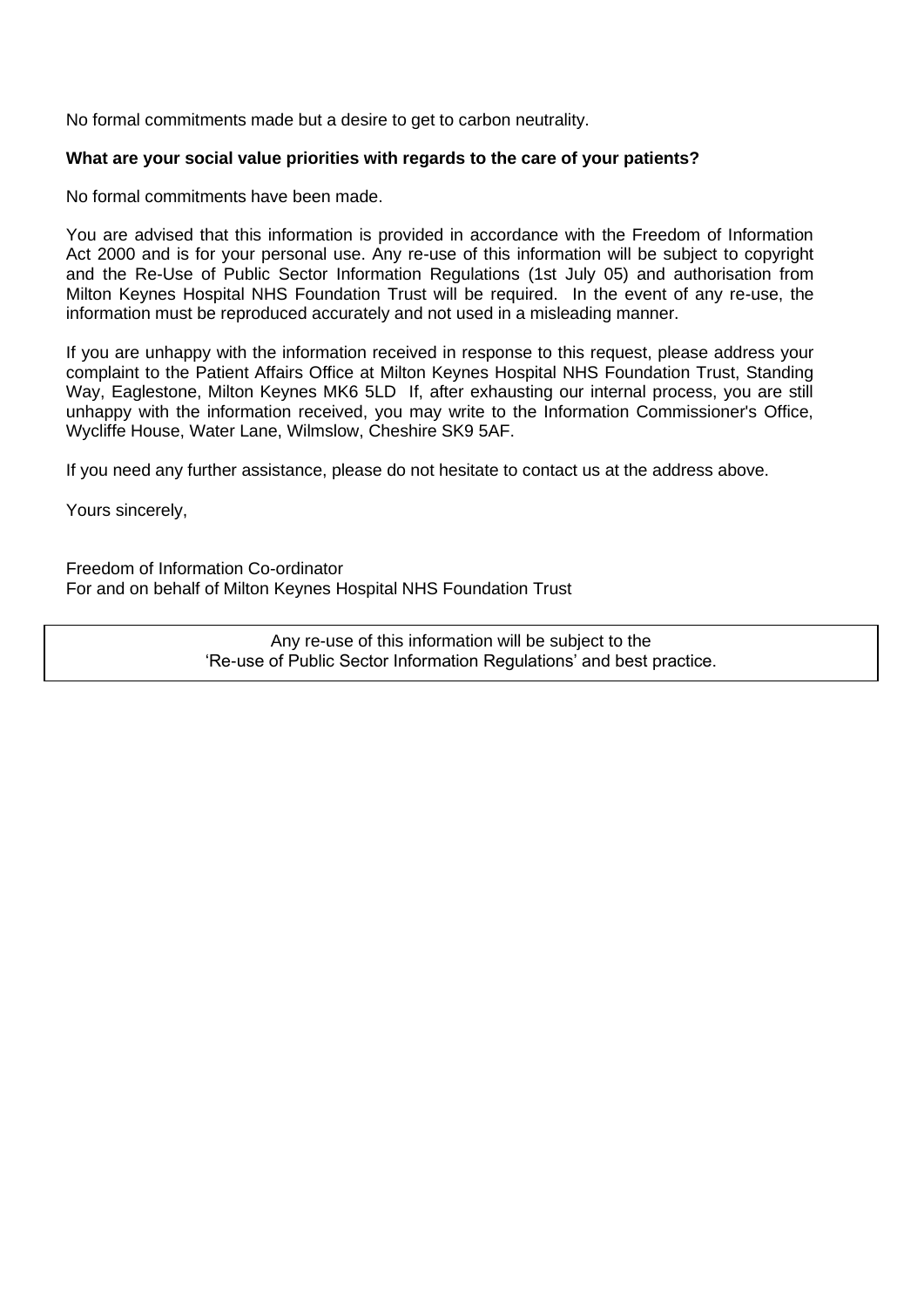No formal commitments made but a desire to get to carbon neutrality.

**What are your social value priorities with regards to the care of your patients?**

No formal commitments have been made.

You are advised that this information is provided in accordance with the Freedom of Information Act 2000 and is for your personal use. Any re-use of this information will be subject to copyright and the Re-Use of Public Sector Information Regulations (1st July 05) and authorisation from Milton Keynes Hospital NHS Foundation Trust will be required. In the event of any re-use, the information must be reproduced accurately and not used in a misleading manner.

If you are unhappy with the information received in response to this request, please address your complaint to the Patient Affairs Office at Milton Keynes Hospital NHS Foundation Trust, Standing Way, Eaglestone, Milton Keynes MK6 5LD If, after exhausting our internal process, you are still unhappy with the information received, you may write to the Information Commissioner's Office, Wycliffe House, Water Lane, Wilmslow, Cheshire SK9 5AF.

If you need any further assistance, please do not hesitate to contact us at the address above.

Yours sincerely,

Freedom of Information Co-ordinator
For and on behalf of Milton Keynes Hospital NHS Foundation Trust

Any re-use of this information will be subject to the
'Re-use of Public Sector Information Regulations' and best practice.